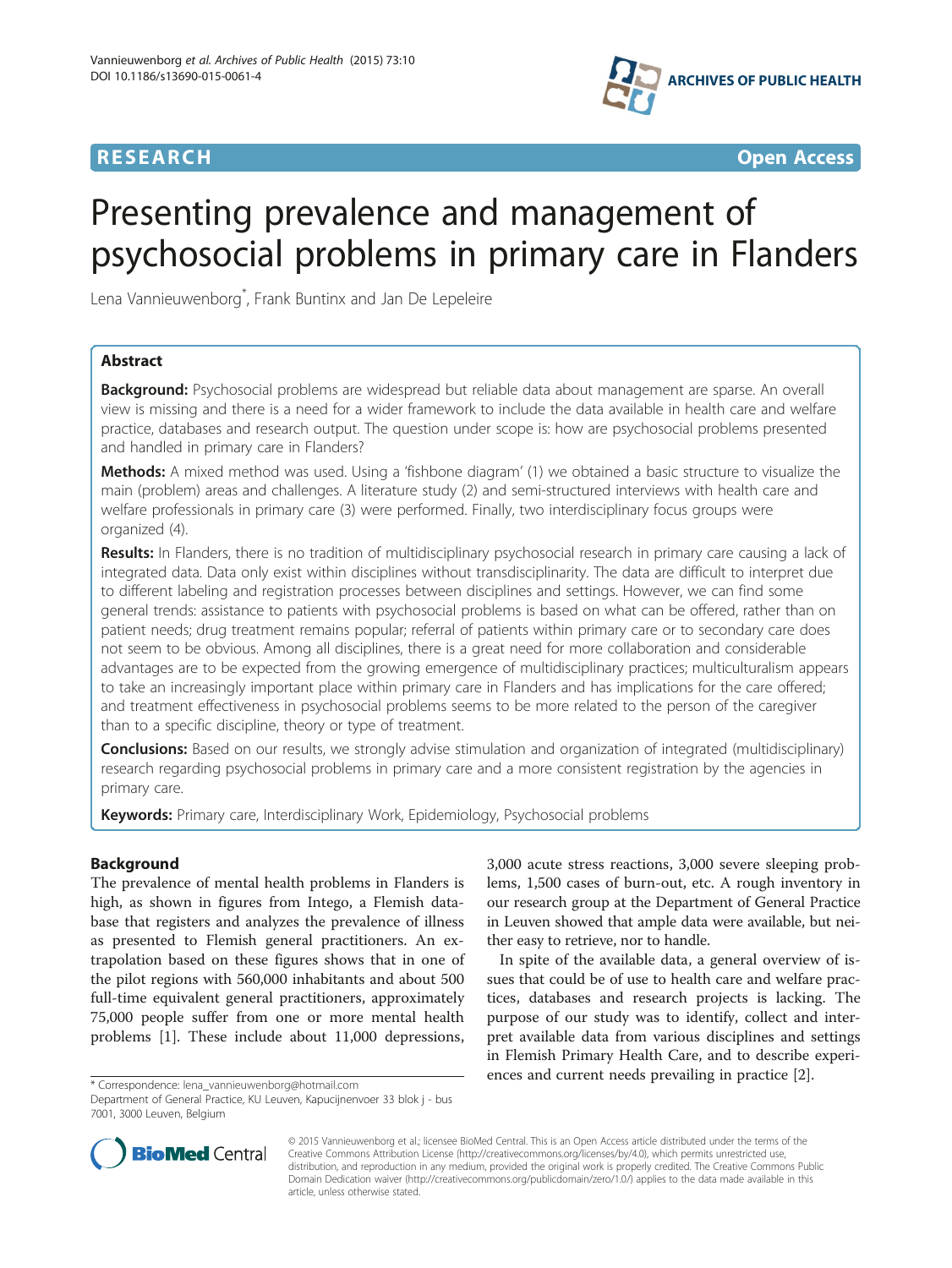RESEARCH

Open Access

# Presenting prevalence and management of psychosocial problems in primary care in Flanders

Lena Vannieuwenborg*, Frank Buntinx and Jan De Lepeleire

## Abstract

**Background:** Psychosocial problems are widespread but reliable data about management are sparse. An overall view is missing and there is a need for a wider framework to include the data available in health care and welfare practice, databases and research output. The question under scope is: how are psychosocial problems presented and handled in primary care in Flanders?

**Methods:** A mixed method was used. Using a 'fishbone diagram' (1) we obtained a basic structure to visualize the main (problem) areas and challenges. A literature study (2) and semi-structured interviews with health care and welfare professionals in primary care (3) were performed. Finally, two interdisciplinary focus groups were organized (4).

**Results:** In Flanders, there is no tradition of multidisciplinary psychosocial research in primary care causing a lack of integrated data. Data only exist within disciplines without transdisciplinarity. The data are difficult to interpret due to different labeling and registration processes between disciplines and settings. However, we can find some general trends: assistance to patients with psychosocial problems is based on what can be offered, rather than on patient needs; drug treatment remains popular; referral of patients within primary care or to secondary care does not seem to be obvious. Among all disciplines, there is a great need for more collaboration and considerable advantages are to be expected from the growing emergence of multidisciplinary practices; multiculturalism appears to take an increasingly important place within primary care in Flanders and has implications for the care offered; and treatment effectiveness in psychosocial problems seems to be more related to the person of the caregiver than to a specific discipline, theory or type of treatment.

**Conclusions:** Based on our results, we strongly advise stimulation and organization of integrated (multidisciplinary) research regarding psychosocial problems in primary care and a more consistent registration by the agencies in primary care.

**Keywords:** Primary care, Interdisciplinary Work, Epidemiology, Psychosocial problems

## Background

The prevalence of mental health problems in Flanders is high, as shown in figures from Intego, a Flemish database that registers and analyzes the prevalence of illness as presented to Flemish general practitioners. An extrapolation based on these figures shows that in one of the pilot regions with 560,000 inhabitants and about 500 full-time equivalent general practitioners, approximately 75,000 people suffer from one or more mental health problems [1]. These include about 11,000 depressions, 3,000 acute stress reactions, 3,000 severe sleeping problems, 1,500 cases of burn-out, etc. A rough inventory in our research group at the Department of General Practice in Leuven showed that ample data were available, but neither easy to retrieve, nor to handle.

In spite of the available data, a general overview of issues that could be of use to health care and welfare practices, databases and research projects is lacking. The purpose of our study was to identify, collect and interpret available data from various disciplines and settings in Flemish Primary Health Care, and to describe experiences and current needs prevailing in practice [2].

* Correspondence: lena_vannieuwenborg@hotmail.com
Department of General Practice, KU Leuven, Kapucijnenvoer 33 blok j - bus 7001, 3000 Leuven, Belgium

© 2015 Vannieuwenborg et al.; licensee BioMed Central. This is an Open Access article distributed under the terms of the Creative Commons Attribution License (http://creativecommons.org/licenses/by/4.0), which permits unrestricted use, distribution, and reproduction in any medium, provided the original work is properly credited. The Creative Commons Public Domain Dedication waiver (http://creativecommons.org/publicdomain/zero/1.0/) applies to the data made available in this article, unless otherwise stated.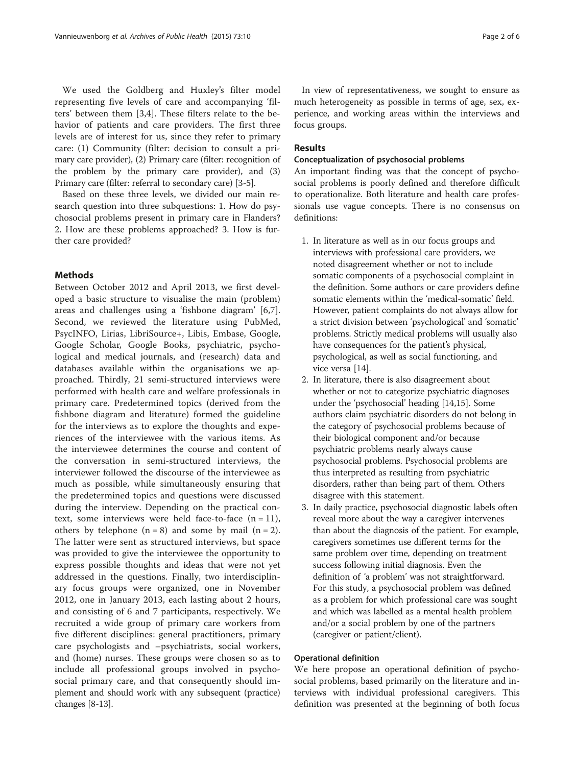We used the Goldberg and Huxley's filter model representing five levels of care and accompanying 'filters' between them [3,4]. These filters relate to the behavior of patients and care providers. The first three levels are of interest for us, since they refer to primary care: (1) Community (filter: decision to consult a primary care provider), (2) Primary care (filter: recognition of the problem by the primary care provider), and (3) Primary care (filter: referral to secondary care) [3-5].

Based on these three levels, we divided our main research question into three subquestions: 1. How do psychosocial problems present in primary care in Flanders? 2. How are these problems approached? 3. How is further care provided?

## Methods

Between October 2012 and April 2013, we first developed a basic structure to visualise the main (problem) areas and challenges using a 'fishbone diagram' [6,7]. Second, we reviewed the literature using PubMed, PsycINFO, Lirias, LibriSource+, Libis, Embase, Google, Google Scholar, Google Books, psychiatric, psychological and medical journals, and (research) data and databases available within the organisations we approached. Thirdly, 21 semi-structured interviews were performed with health care and welfare professionals in primary care. Predetermined topics (derived from the fishbone diagram and literature) formed the guideline for the interviews as to explore the thoughts and experiences of the interviewee with the various items. As the interviewee determines the course and content of the conversation in semi-structured interviews, the interviewer followed the discourse of the interviewee as much as possible, while simultaneously ensuring that the predetermined topics and questions were discussed during the interview. Depending on the practical context, some interviews were held face-to-face (n = 11), others by telephone (n = 8) and some by mail (n = 2). The latter were sent as structured interviews, but space was provided to give the interviewee the opportunity to express possible thoughts and ideas that were not yet addressed in the questions. Finally, two interdisciplinary focus groups were organized, one in November 2012, one in January 2013, each lasting about 2 hours, and consisting of 6 and 7 participants, respectively. We recruited a wide group of primary care workers from five different disciplines: general practitioners, primary care psychologists and –psychiatrists, social workers, and (home) nurses. These groups were chosen so as to include all professional groups involved in psychosocial primary care, and that consequently should implement and should work with any subsequent (practice) changes [8-13].

In view of representativeness, we sought to ensure as much heterogeneity as possible in terms of age, sex, experience, and working areas within the interviews and focus groups.

## Results

### Conceptualization of psychosocial problems

An important finding was that the concept of psychosocial problems is poorly defined and therefore difficult to operationalize. Both literature and health care professionals use vague concepts. There is no consensus on definitions:

1. In literature as well as in our focus groups and interviews with professional care providers, we noted disagreement whether or not to include somatic components of a psychosocial complaint in the definition. Some authors or care providers define somatic elements within the 'medical-somatic' field. However, patient complaints do not always allow for a strict division between 'psychological' and 'somatic' problems. Strictly medical problems will usually also have consequences for the patient's physical, psychological, as well as social functioning, and vice versa [14].
2. In literature, there is also disagreement about whether or not to categorize psychiatric diagnoses under the 'psychosocial' heading [14,15]. Some authors claim psychiatric disorders do not belong in the category of psychosocial problems because of their biological component and/or because psychiatric problems nearly always cause psychosocial problems. Psychosocial problems are thus interpreted as resulting from psychiatric disorders, rather than being part of them. Others disagree with this statement.
3. In daily practice, psychosocial diagnostic labels often reveal more about the way a caregiver intervenes than about the diagnosis of the patient. For example, caregivers sometimes use different terms for the same problem over time, depending on treatment success following initial diagnosis. Even the definition of 'a problem' was not straightforward. For this study, a psychosocial problem was defined as a problem for which professional care was sought and which was labelled as a mental health problem and/or a social problem by one of the partners (caregiver or patient/client).

### Operational definition

We here propose an operational definition of psychosocial problems, based primarily on the literature and interviews with individual professional caregivers. This definition was presented at the beginning of both focus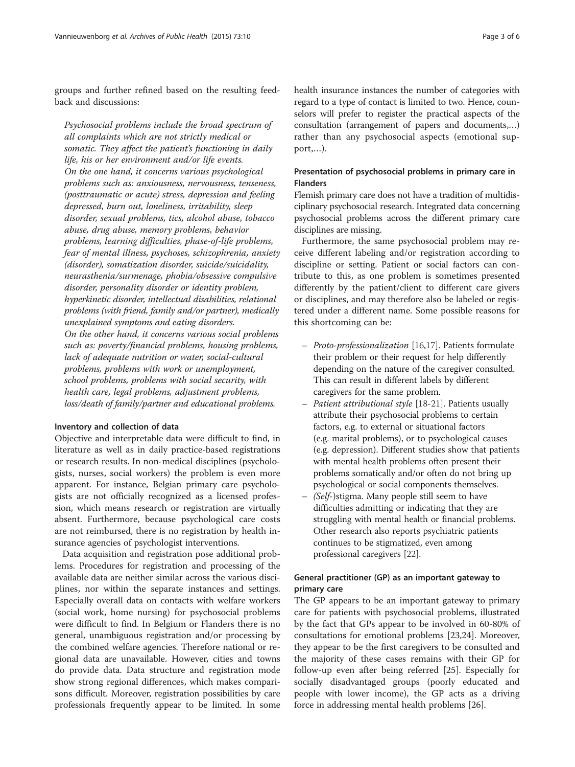groups and further refined based on the resulting feedback and discussions:

> *Psychosocial problems include the broad spectrum of all complaints which are not strictly medical or somatic. They affect the patient's functioning in daily life, his or her environment and/or life events.*
> *On the one hand, it concerns various psychological problems such as: anxiousness, nervousness, tenseness, (posttraumatic or acute) stress, depression and feeling depressed, burn out, loneliness, irritability, sleep disorder, sexual problems, tics, alcohol abuse, tobacco abuse, drug abuse, memory problems, behavior problems, learning difficulties, phase-of-life problems, fear of mental illness, psychoses, schizophrenia, anxiety (disorder), somatization disorder, suicide/suicidality, neurasthenia/surmenage, phobia/obsessive compulsive disorder, personality disorder or identity problem, hyperkinetic disorder, intellectual disabilities, relational problems (with friend, family and/or partner), medically unexplained symptoms and eating disorders.*
> *On the other hand, it concerns various social problems such as: poverty/financial problems, housing problems, lack of adequate nutrition or water, social-cultural problems, problems with work or unemployment, school problems, problems with social security, with health care, legal problems, adjustment problems, loss/death of family/partner and educational problems.*

#### Inventory and collection of data

Objective and interpretable data were difficult to find, in literature as well as in daily practice-based registrations or research results. In non-medical disciplines (psychologists, nurses, social workers) the problem is even more apparent. For instance, Belgian primary care psychologists are not officially recognized as a licensed profession, which means research or registration are virtually absent. Furthermore, because psychological care costs are not reimbursed, there is no registration by health insurance agencies of psychologist interventions.

Data acquisition and registration pose additional problems. Procedures for registration and processing of the available data are neither similar across the various disciplines, nor within the separate instances and settings. Especially overall data on contacts with welfare workers (social work, home nursing) for psychosocial problems were difficult to find. In Belgium or Flanders there is no general, unambiguous registration and/or processing by the combined welfare agencies. Therefore national or regional data are unavailable. However, cities and towns do provide data. Data structure and registration mode show strong regional differences, which makes comparisons difficult. Moreover, registration possibilities by care professionals frequently appear to be limited. In some health insurance instances the number of categories with regard to a type of contact is limited to two. Hence, counselors will prefer to register the practical aspects of the consultation (arrangement of papers and documents,…) rather than any psychosocial aspects (emotional support,…).

### Presentation of psychosocial problems in primary care in Flanders

Flemish primary care does not have a tradition of multidisciplinary psychosocial research. Integrated data concerning psychosocial problems across the different primary care disciplines are missing.

Furthermore, the same psychosocial problem may receive different labeling and/or registration according to discipline or setting. Patient or social factors can contribute to this, as one problem is sometimes presented differently by the patient/client to different care givers or disciplines, and may therefore also be labeled or registered under a different name. Some possible reasons for this shortcoming can be:

- *Proto-professionalization* [16,17]. Patients formulate their problem or their request for help differently depending on the nature of the caregiver consulted. This can result in different labels by different caregivers for the same problem.
- *Patient attributional style* [18-21]. Patients usually attribute their psychosocial problems to certain factors, e.g. to external or situational factors (e.g. marital problems), or to psychological causes (e.g. depression). Different studies show that patients with mental health problems often present their problems somatically and/or often do not bring up psychological or social components themselves.
- *(Self-)*stigma. Many people still seem to have difficulties admitting or indicating that they are struggling with mental health or financial problems. Other research also reports psychiatric patients continues to be stigmatized, even among professional caregivers [22].

### General practitioner (GP) as an important gateway to primary care

The GP appears to be an important gateway to primary care for patients with psychosocial problems, illustrated by the fact that GPs appear to be involved in 60-80% of consultations for emotional problems [23,24]. Moreover, they appear to be the first caregivers to be consulted and the majority of these cases remains with their GP for follow-up even after being referred [25]. Especially for socially disadvantaged groups (poorly educated and people with lower income), the GP acts as a driving force in addressing mental health problems [26].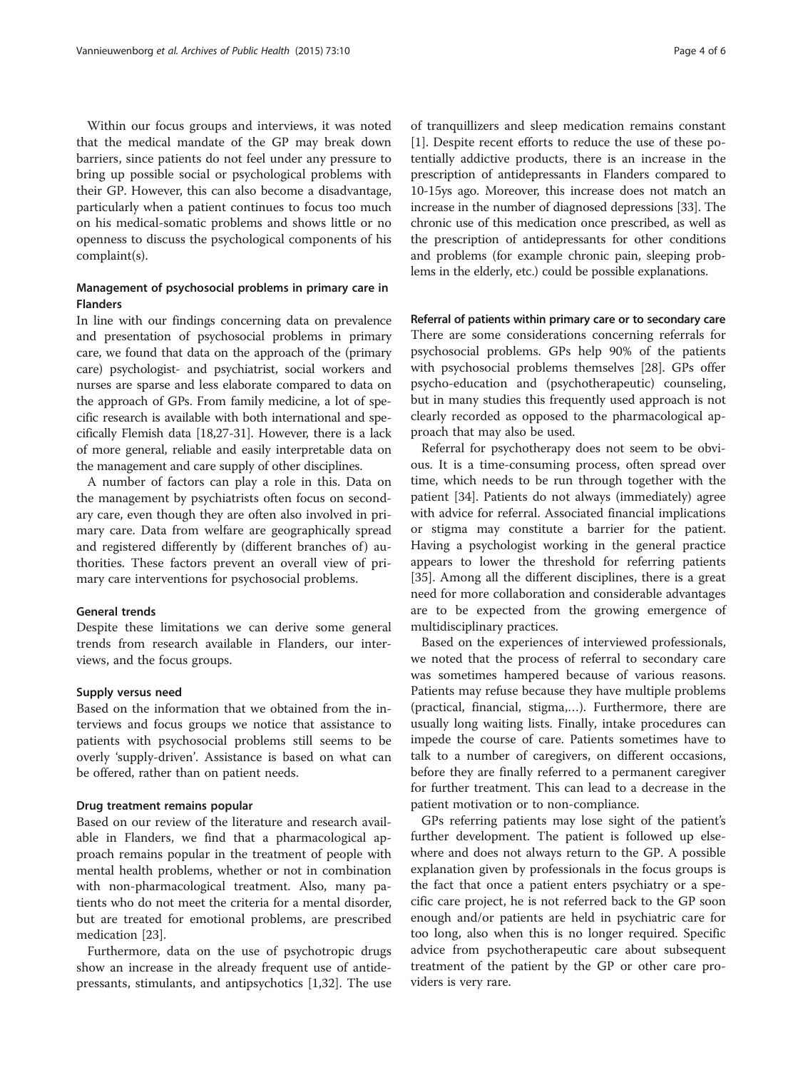Within our focus groups and interviews, it was noted that the medical mandate of the GP may break down barriers, since patients do not feel under any pressure to bring up possible social or psychological problems with their GP. However, this can also become a disadvantage, particularly when a patient continues to focus too much on his medical-somatic problems and shows little or no openness to discuss the psychological components of his complaint(s).

### Management of psychosocial problems in primary care in Flanders

In line with our findings concerning data on prevalence and presentation of psychosocial problems in primary care, we found that data on the approach of the (primary care) psychologist- and psychiatrist, social workers and nurses are sparse and less elaborate compared to data on the approach of GPs. From family medicine, a lot of specific research is available with both international and specifically Flemish data [18,27-31]. However, there is a lack of more general, reliable and easily interpretable data on the management and care supply of other disciplines.

A number of factors can play a role in this. Data on the management by psychiatrists often focus on secondary care, even though they are often also involved in primary care. Data from welfare are geographically spread and registered differently by (different branches of) authorities. These factors prevent an overall view of primary care interventions for psychosocial problems.

#### General trends

Despite these limitations we can derive some general trends from research available in Flanders, our interviews, and the focus groups.

#### Supply versus need

Based on the information that we obtained from the interviews and focus groups we notice that assistance to patients with psychosocial problems still seems to be overly 'supply-driven'. Assistance is based on what can be offered, rather than on patient needs.

#### Drug treatment remains popular

Based on our review of the literature and research available in Flanders, we find that a pharmacological approach remains popular in the treatment of people with mental health problems, whether or not in combination with non-pharmacological treatment. Also, many patients who do not meet the criteria for a mental disorder, but are treated for emotional problems, are prescribed medication [23].

Furthermore, data on the use of psychotropic drugs show an increase in the already frequent use of antidepressants, stimulants, and antipsychotics [1,32]. The use of tranquillizers and sleep medication remains constant [1]. Despite recent efforts to reduce the use of these potentially addictive products, there is an increase in the prescription of antidepressants in Flanders compared to 10-15ys ago. Moreover, this increase does not match an increase in the number of diagnosed depressions [33]. The chronic use of this medication once prescribed, as well as the prescription of antidepressants for other conditions and problems (for example chronic pain, sleeping problems in the elderly, etc.) could be possible explanations.

#### Referral of patients within primary care or to secondary care

There are some considerations concerning referrals for psychosocial problems. GPs help 90% of the patients with psychosocial problems themselves [28]. GPs offer psycho-education and (psychotherapeutic) counseling, but in many studies this frequently used approach is not clearly recorded as opposed to the pharmacological approach that may also be used.

Referral for psychotherapy does not seem to be obvious. It is a time-consuming process, often spread over time, which needs to be run through together with the patient [34]. Patients do not always (immediately) agree with advice for referral. Associated financial implications or stigma may constitute a barrier for the patient. Having a psychologist working in the general practice appears to lower the threshold for referring patients [35]. Among all the different disciplines, there is a great need for more collaboration and considerable advantages are to be expected from the growing emergence of multidisciplinary practices.

Based on the experiences of interviewed professionals, we noted that the process of referral to secondary care was sometimes hampered because of various reasons. Patients may refuse because they have multiple problems (practical, financial, stigma,…). Furthermore, there are usually long waiting lists. Finally, intake procedures can impede the course of care. Patients sometimes have to talk to a number of caregivers, on different occasions, before they are finally referred to a permanent caregiver for further treatment. This can lead to a decrease in the patient motivation or to non-compliance.

GPs referring patients may lose sight of the patient's further development. The patient is followed up elsewhere and does not always return to the GP. A possible explanation given by professionals in the focus groups is the fact that once a patient enters psychiatry or a specific care project, he is not referred back to the GP soon enough and/or patients are held in psychiatric care for too long, also when this is no longer required. Specific advice from psychotherapeutic care about subsequent treatment of the patient by the GP or other care providers is very rare.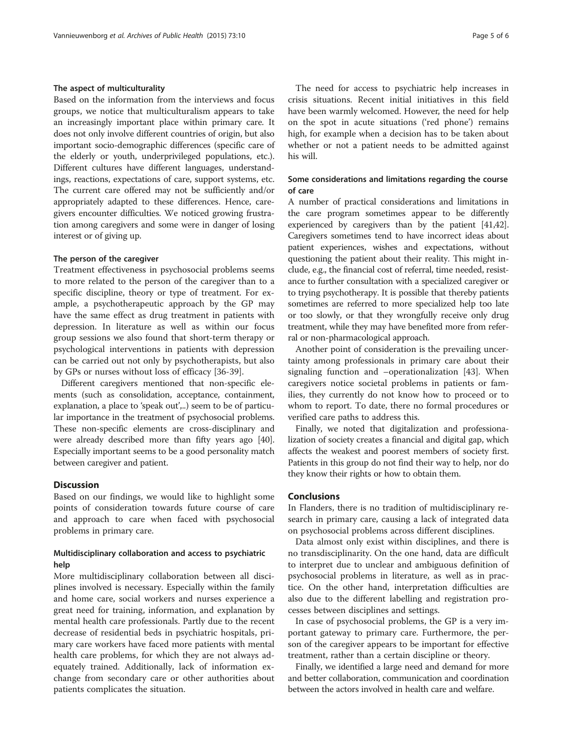### The aspect of multiculturality

Based on the information from the interviews and focus groups, we notice that multiculturalism appears to take an increasingly important place within primary care. It does not only involve different countries of origin, but also important socio-demographic differences (specific care of the elderly or youth, underprivileged populations, etc.). Different cultures have different languages, understandings, reactions, expectations of care, support systems, etc. The current care offered may not be sufficiently and/or appropriately adapted to these differences. Hence, caregivers encounter difficulties. We noticed growing frustration among caregivers and some were in danger of losing interest or of giving up.

### The person of the caregiver

Treatment effectiveness in psychosocial problems seems to more related to the person of the caregiver than to a specific discipline, theory or type of treatment. For example, a psychotherapeutic approach by the GP may have the same effect as drug treatment in patients with depression. In literature as well as within our focus group sessions we also found that short-term therapy or psychological interventions in patients with depression can be carried out not only by psychotherapists, but also by GPs or nurses without loss of efficacy [36-39].

Different caregivers mentioned that non-specific elements (such as consolidation, acceptance, containment, explanation, a place to 'speak out',..) seem to be of particular importance in the treatment of psychosocial problems. These non-specific elements are cross-disciplinary and were already described more than fifty years ago [40]. Especially important seems to be a good personality match between caregiver and patient.

## Discussion

Based on our findings, we would like to highlight some points of consideration towards future course of care and approach to care when faced with psychosocial problems in primary care.

### Multidisciplinary collaboration and access to psychiatric help

More multidisciplinary collaboration between all disciplines involved is necessary. Especially within the family and home care, social workers and nurses experience a great need for training, information, and explanation by mental health care professionals. Partly due to the recent decrease of residential beds in psychiatric hospitals, primary care workers have faced more patients with mental health care problems, for which they are not always adequately trained. Additionally, lack of information exchange from secondary care or other authorities about patients complicates the situation.

The need for access to psychiatric help increases in crisis situations. Recent initial initiatives in this field have been warmly welcomed. However, the need for help on the spot in acute situations ('red phone') remains high, for example when a decision has to be taken about whether or not a patient needs to be admitted against his will.

### Some considerations and limitations regarding the course of care

A number of practical considerations and limitations in the care program sometimes appear to be differently experienced by caregivers than by the patient [41,42]. Caregivers sometimes tend to have incorrect ideas about patient experiences, wishes and expectations, without questioning the patient about their reality. This might include, e.g., the financial cost of referral, time needed, resistance to further consultation with a specialized caregiver or to trying psychotherapy. It is possible that thereby patients sometimes are referred to more specialized help too late or too slowly, or that they wrongfully receive only drug treatment, while they may have benefited more from referral or non-pharmacological approach.

Another point of consideration is the prevailing uncertainty among professionals in primary care about their signaling function and –operationalization [43]. When caregivers notice societal problems in patients or families, they currently do not know how to proceed or to whom to report. To date, there no formal procedures or verified care paths to address this.

Finally, we noted that digitalization and professionalization of society creates a financial and digital gap, which affects the weakest and poorest members of society first. Patients in this group do not find their way to help, nor do they know their rights or how to obtain them.

## Conclusions

In Flanders, there is no tradition of multidisciplinary research in primary care, causing a lack of integrated data on psychosocial problems across different disciplines.

Data almost only exist within disciplines, and there is no transdisciplinarity. On the one hand, data are difficult to interpret due to unclear and ambiguous definition of psychosocial problems in literature, as well as in practice. On the other hand, interpretation difficulties are also due to the different labelling and registration processes between disciplines and settings.

In case of psychosocial problems, the GP is a very important gateway to primary care. Furthermore, the person of the caregiver appears to be important for effective treatment, rather than a certain discipline or theory.

Finally, we identified a large need and demand for more and better collaboration, communication and coordination between the actors involved in health care and welfare.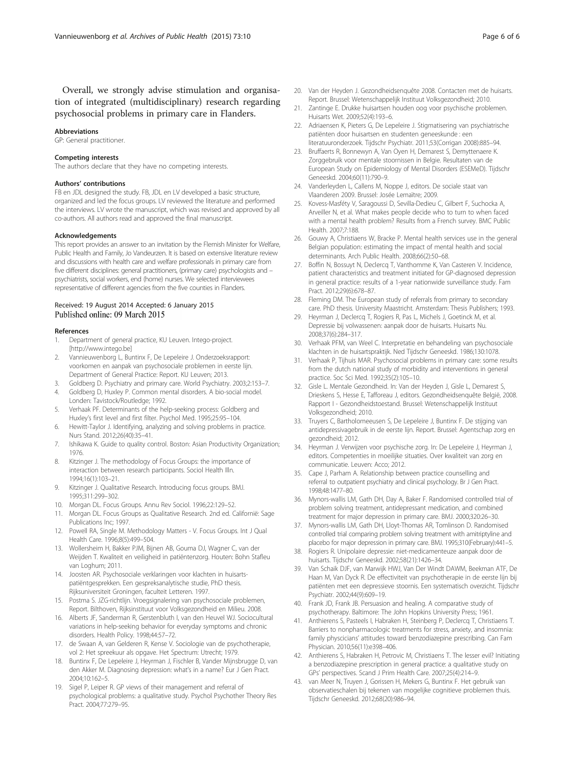Overall, we strongly advise stimulation and organisation of integrated (multidisciplinary) research regarding psychosocial problems in primary care in Flanders.

### Abbreviations

GP: General practitioner.

### Competing interests

The authors declare that they have no competing interests.

### Authors' contributions

FB en JDL designed the study. FB, JDL en LV developed a basic structure, organized and led the focus groups. LV reviewed the literature and performed the interviews. LV wrote the manuscript, which was revised and approved by all co-authors. All authors read and approved the final manuscript.

### Acknowledgements

This report provides an answer to an invitation by the Flemish Minister for Welfare, Public Health and Family, Jo Vandeurzen. It is based on extensive literature review and discussions with health care and welfare professionals in primary care from five different disciplines: general practitioners, (primary care) psychologists and –psychiatrists, social workers, end (home) nurses. We selected interviewees representative of different agencies from the five counties in Flanders.

Received: 19 August 2014 Accepted: 6 January 2015
Published online: 09 March 2015

### References

1. Department of general practice, KU Leuven. Intego-project. [http://www.intego.be]
2. Vannieuwenborg L, Buntinx F, De Lepeleire J. Onderzoeksrapport: voorkomen en aanpak van psychosociale problemen in eerste lijn. Department of General Practice: Report. KU Leuven; 2013.
3. Goldberg D. Psychiatry and primary care. World Psychiatry. 2003;2:153–7.
4. Goldberg D, Huxley P. Common mental disorders. A bio-social model. Londen: Tavistock/Routledge; 1992.
5. Verhaak PF. Determinants of the help-seeking process: Goldberg and Huxley's first level and first filter. Psychol Med. 1995;25:95–104.
6. Hewitt-Taylor J. Identifying, analyzing and solving problems in practice. Nurs Stand. 2012;26(40):35–41.
7. Ishikawa K. Guide to quality control. Boston: Asian Productivity Organization; 1976.
8. Kitzinger J. The methodology of Focus Groups: the importance of interaction between research participants. Sociol Health Illn. 1994;16(1):103–21.
9. Kitzinger J. Qualitative Research. Introducing focus groups. BMJ. 1995;311:299–302.
10. Morgan DL. Focus Groups. Annu Rev Sociol. 1996;22:129–52.
11. Morgan DL. Focus Groups as Qualitative Research. 2nd ed. Californië: Sage Publications Inc; 1997.
12. Powell RA, Single M. Methodology Matters - V. Focus Groups. Int J Qual Health Care. 1996;8(5):499–504.
13. Wollersheim H, Bakker PJM, Bijnen AB, Gouma DJ, Wagner C, van der Weijden T. Kwaliteit en veiligheid in patiëntenzorg. Houten: Bohn Stafleu van Loghum; 2011.
14. Joosten AR. Psychosociale verklaringen voor klachten in huisarts-patiëntgesprekken. Een gespreksanalytische studie, PhD thesis. Rijksuniversiteit Groningen, faculteit Letteren. 1997.
15. Postma S. JZG-richtlijn. Vroegsignalering van psychosociale problemen, Report. Bilthoven, Rijksinstituut voor Volksgezondheid en Milieu. 2008.
16. Alberts JF, Sanderman R, Gerstenbluth I, van den Heuvel WJ. Sociocultural variations in help-seeking behavior for everyday symptoms and chronic disorders. Health Policy. 1998;44:57–72.
17. de Swaan A, van Gelderen R, Kense V. Sociologie van de psychotherapie, vol 2: Het spreekuur als opgave. Het Spectrum: Utrecht; 1979.
18. Buntinx F, De Lepeleire J, Heyrman J, Fischler B, Vander Mijnsbrugge D, van den Akker M. Diagnosing depression: what's in a name? Eur J Gen Pract. 2004;10:162–5.
19. Sigel P, Leiper R. GP views of their management and referral of psychological problems: a qualitative study. Psychol Psychother Theory Res Pract. 2004;77:279–95.
20. Van der Heyden J. Gezondheidsenquête 2008. Contacten met de huisarts. Report. Brussel: Wetenschappelijk Instituut Volksgezondheid; 2010.
21. Zantinge E. Drukke huisartsen houden oog voor psychische problemen. Huisarts Wet. 2009;52(4):193–6.
22. Adriaensen K, Pieters G, De Lepeleire J. Stigmatisering van psychiatrische patiënten door huisartsen en studenten geneeskunde : een literatuuronderzoek. Tijdschr Psychiatr. 2011;53(Corrigan 2008):885–94.
23. Bruffaerts R, Bonnewyn A, Van Oyen H, Demarest S, Demyttenaere K. Zorggebruik voor mentale stoornissen in Belgie. Resultaten van de European Study on Epidemiology of Mental Disorders (ESEMeD). Tijdschr Geneeskd. 2004;60(11):790–9.
24. Vanderleyden L, Callens M, Noppe J, editors. De sociale staat van Vlaanderen 2009. Brussel: Josée Lemaître; 2009.
25. Kovess-Masféty V, Saragoussi D, Sevilla-Dedieu C, Gilbert F, Suchocka A, Arveiller N, et al. What makes people decide who to turn to when faced with a mental health problem? Results from a French survey. BMC Public Health. 2007;7:188.
26. Gouwy A, Christiaens W, Bracke P. Mental health services use in the general Belgian population: estimating the impact of mental health and social determinants. Arch Public Health. 2008;66(2):50–68.
27. Boffin N, Bossuyt N, Declercq T, Vanthomme K, Van Casteren V. Incidence, patient characteristics and treatment initiated for GP-diagnosed depression in general practice: results of a 1-year nationwide surveillance study. Fam Pract. 2012;29(6):678–87.
28. Fleming DM. The European study of referrals from primary to secondary care. PhD thesis. University Maastricht. Amsterdam: Thesis Publishers; 1993.
29. Heyrman J, Declercq T, Rogiers R, Pas L, Michels J, Goetinck M, et al. Depressie bij volwassenen: aanpak door de huisarts. Huisarts Nu. 2008;37(6):284–317.
30. Verhaak PFM, van Weel C. Interpretatie en behandeling van psychosociale klachten in de huisartspraktijk. Ned Tijdschr Geneeskd. 1986;130:1078.
31. Verhaak P, Tijhuis MAR. Psychosocial problems in primary care: some results from the dutch national study of morbidity and interventions in general practice. Soc Sci Med. 1992;35(2):105–10.
32. Gisle L. Mentale Gezondheid. In: Van der Heyden J, Gisle L, Demarest S, Drieskens S, Hesse E, Tafforeau J, editors. Gezondheidsenquête België, 2008. Rapport I - Gezondheidstoestand. Brussel: Wetenschappelijk Instituut Volksgezondheid; 2010.
33. Truyers C, Bartholomeeusen S, De Lepeleire J, Buntinx F. De stijging van antidepressivagebruik in de eerste lijn. Report. Brussel: Agentschap zorg en gezondheid; 2012.
34. Heyrman J. Verwijzen voor psychische zorg. In: De Lepeleire J, Heyrman J, editors. Competenties in moeilijke situaties. Over kwaliteit van zorg en communicatie. Leuven: Acco; 2012.
35. Cape J, Parham A. Relationship between practice counselling and referral to outpatient psychiatry and clinical psychology. Br J Gen Pract. 1998;48:1477–80.
36. Mynors-wallis LM, Gath DH, Day A, Baker F. Randomised controlled trial of problem solving treatment, antidepressant medication, and combined treatment for major depression in primary care. BMJ. 2000;320:26–30.
37. Mynors-wallis LM, Gath DH, Lloyt-Thomas AR, Tomlinson D. Randomised controlled trial comparing problem solving treatment with amitriptyline and placebo for major depression in primary care. BMJ. 1995;310(February):441–5.
38. Rogiers R. Unipolaire depressie: niet-medicamenteuze aanpak door de huisarts. Tijdschr Geneeskd. 2002;58(21):1426–34.
39. Van Schaik DJF, van Marwijk HWJ, Van Der Windt DAWM, Beekman ATF, De Haan M, Van Dyck R. De effectiviteit van psychotherapie in de eerste lijn bij patiënten met een depressieve stoornis. Een systematisch overzicht. Tijdschr Psychiatr. 2002;44(9):609–19.
40. Frank JD, Frank JB. Persuasion and healing. A comparative study of psychotherapy. Baltimore: The John Hopkins University Press; 1961.
41. Anthierens S, Pasteels I, Habraken H, Steinberg P, Declercq T, Christiaens T. Barriers to nonpharmacologic treatments for stress, anxiety, and insomnia: family physicians' attitudes toward benzodiazepine prescribing. Can Fam Physician. 2010;56(11):e398–406.
42. Anthierens S, Habraken H, Petrovic M, Christiaens T. The lesser evil? Initiating a benzodiazepine prescription in general practice: a qualitative study on GPs' perspectives. Scand J Prim Health Care. 2007;25(4):214–9.
43. van Meer N, Truyen J, Gorissen H, Mekers G, Buntinx F. Het gebruik van observatieschalen bij tekenen van mogelijke cognitieve problemen thuis. Tijdschr Geneeskd. 2012;68(20):986–94.